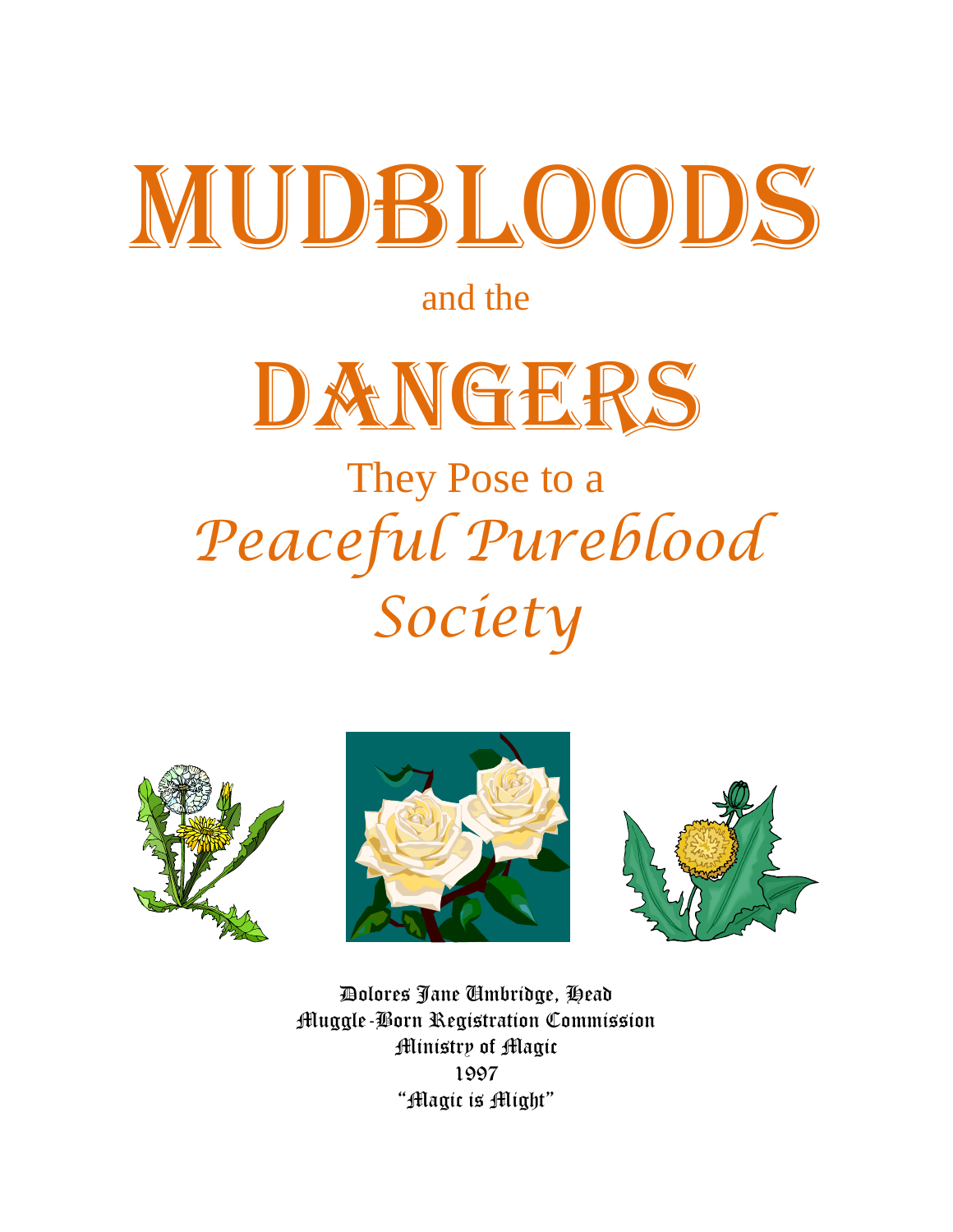# MUDBLOODS

and the

# DANGERS

They Pose to a

*Peaceful Pureblood Society*

Dolores Jane Umbridge, Head
Muggle-Born Registration Commission
Ministry of Magic
1997
"Magic is Might"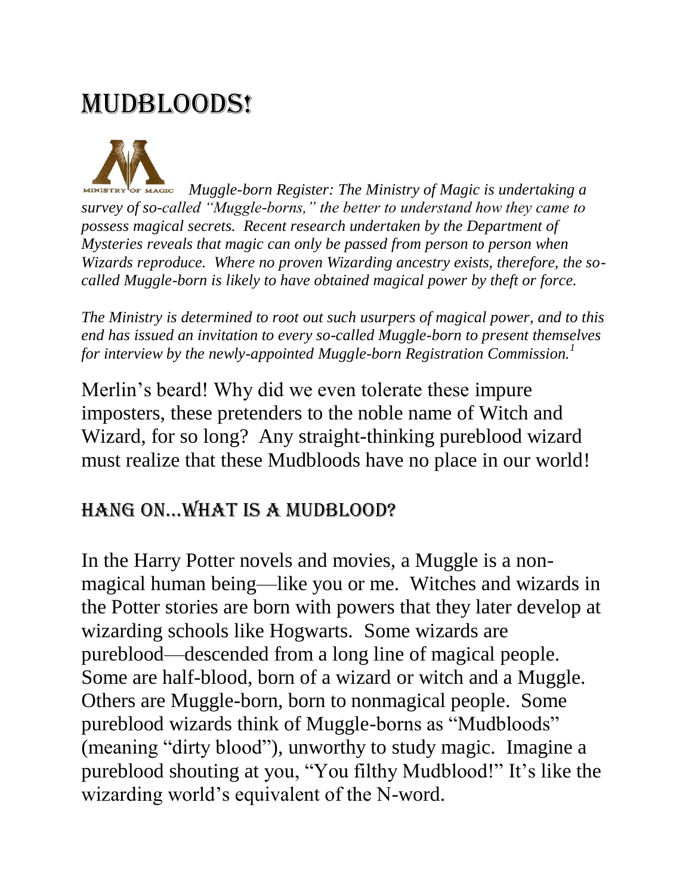# Mudbloods!

MINISTRY OF MAGIC *Muggle-born Register: The Ministry of Magic is undertaking a survey of so-called "Muggle-borns," the better to understand how they came to possess magical secrets. Recent research undertaken by the Department of Mysteries reveals that magic can only be passed from person to person when Wizards reproduce. Where no proven Wizarding ancestry exists, therefore, the so-called Muggle-born is likely to have obtained magical power by theft or force.*

*The Ministry is determined to root out such usurpers of magical power, and to this end has issued an invitation to every so-called Muggle-born to present themselves for interview by the newly-appointed Muggle-born Registration Commission.*[1]

Merlin's beard! Why did we even tolerate these impure imposters, these pretenders to the noble name of Witch and Wizard, for so long? Any straight-thinking pureblood wizard must realize that these Mudbloods have no place in our world!

## Hang on…What is a Mudblood?

In the Harry Potter novels and movies, a Muggle is a non-magical human being—like you or me. Witches and wizards in the Potter stories are born with powers that they later develop at wizarding schools like Hogwarts. Some wizards are pureblood—descended from a long line of magical people. Some are half-blood, born of a wizard or witch and a Muggle. Others are Muggle-born, born to nonmagical people. Some pureblood wizards think of Muggle-borns as "Mudbloods" (meaning "dirty blood"), unworthy to study magic. Imagine a pureblood shouting at you, "You filthy Mudblood!" It's like the wizarding world's equivalent of the N-word.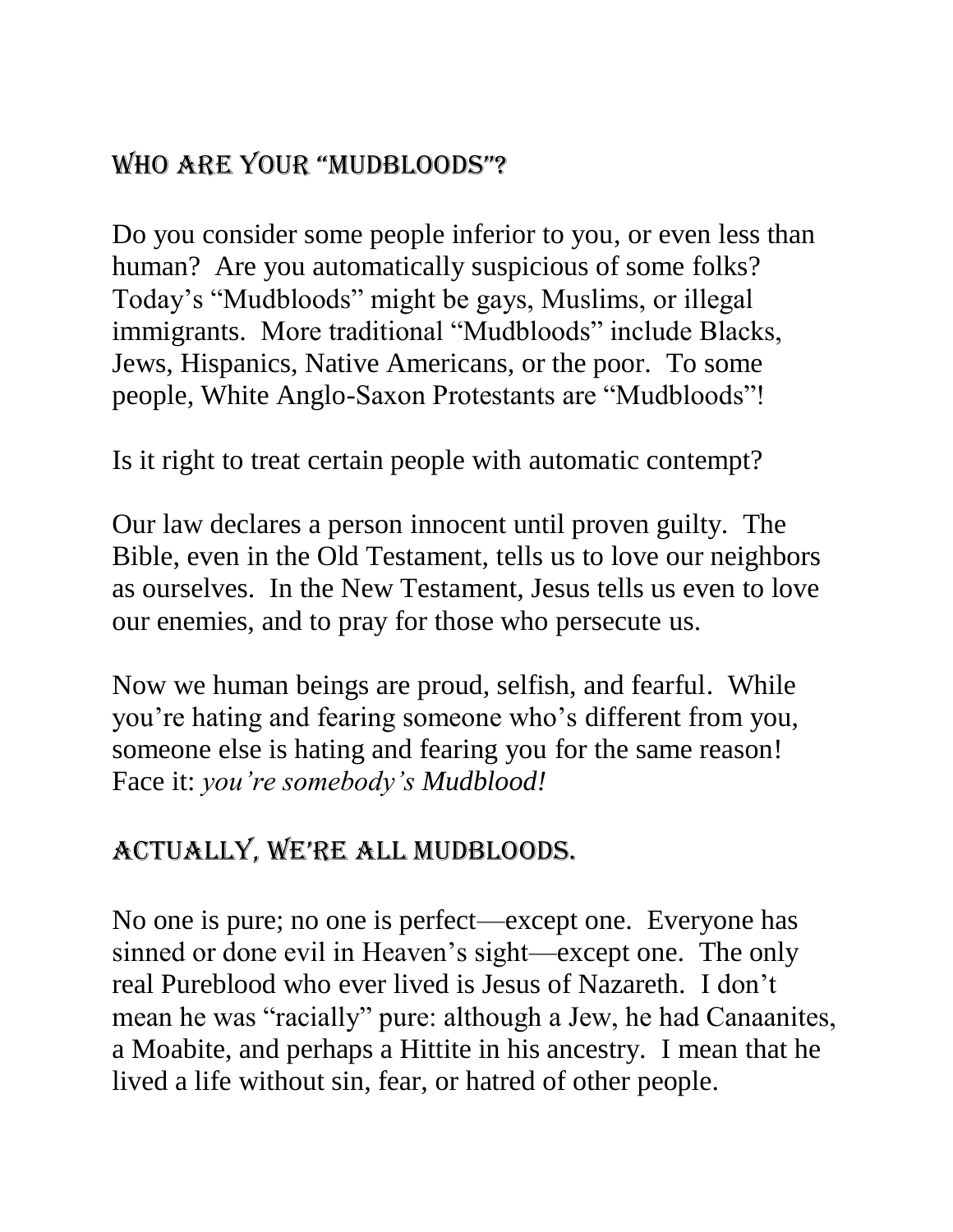## Who Are Your "Mudbloods"?

Do you consider some people inferior to you, or even less than human? Are you automatically suspicious of some folks? Today's "Mudbloods" might be gays, Muslims, or illegal immigrants. More traditional "Mudbloods" include Blacks, Jews, Hispanics, Native Americans, or the poor. To some people, White Anglo-Saxon Protestants are "Mudbloods"!

Is it right to treat certain people with automatic contempt?

Our law declares a person innocent until proven guilty. The Bible, even in the Old Testament, tells us to love our neighbors as ourselves. In the New Testament, Jesus tells us even to love our enemies, and to pray for those who persecute us.

Now we human beings are proud, selfish, and fearful. While you're hating and fearing someone who's different from you, someone else is hating and fearing you for the same reason! Face it: *you're somebody's Mudblood!*

## Actually, We're All Mudbloods.

No one is pure; no one is perfect—except one. Everyone has sinned or done evil in Heaven's sight—except one. The only real Pureblood who ever lived is Jesus of Nazareth. I don't mean he was "racially" pure: although a Jew, he had Canaanites, a Moabite, and perhaps a Hittite in his ancestry. I mean that he lived a life without sin, fear, or hatred of other people.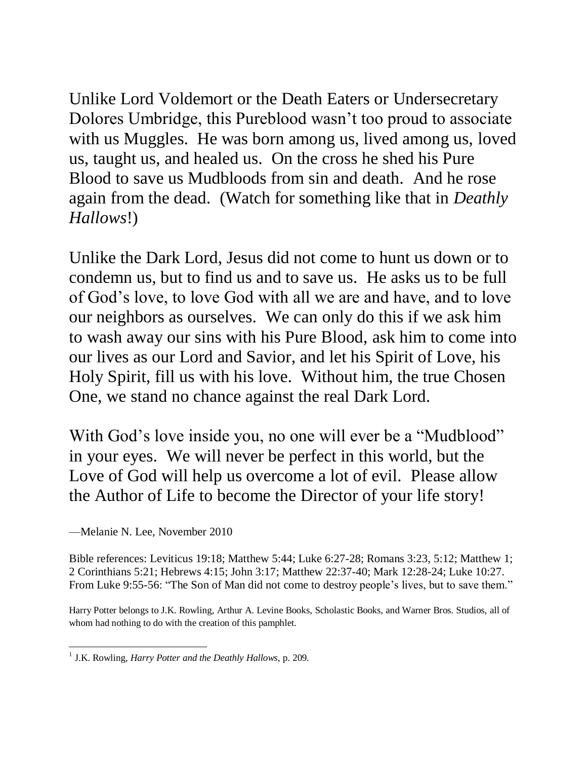Unlike Lord Voldemort or the Death Eaters or Undersecretary Dolores Umbridge, this Pureblood wasn't too proud to associate with us Muggles. He was born among us, lived among us, loved us, taught us, and healed us. On the cross he shed his Pure Blood to save us Mudbloods from sin and death. And he rose again from the dead. (Watch for something like that in *Deathly Hallows*!)

Unlike the Dark Lord, Jesus did not come to hunt us down or to condemn us, but to find us and to save us. He asks us to be full of God's love, to love God with all we are and have, and to love our neighbors as ourselves. We can only do this if we ask him to wash away our sins with his Pure Blood, ask him to come into our lives as our Lord and Savior, and let his Spirit of Love, his Holy Spirit, fill us with his love. Without him, the true Chosen One, we stand no chance against the real Dark Lord.

With God's love inside you, no one will ever be a "Mudblood" in your eyes. We will never be perfect in this world, but the Love of God will help us overcome a lot of evil. Please allow the Author of Life to become the Director of your life story!

—Melanie N. Lee, November 2010

Bible references: Leviticus 19:18; Matthew 5:44; Luke 6:27-28; Romans 3:23, 5:12; Matthew 1; 2 Corinthians 5:21; Hebrews 4:15; John 3:17; Matthew 22:37-40; Mark 12:28-24; Luke 10:27. From Luke 9:55-56: "The Son of Man did not come to destroy people's lives, but to save them."

Harry Potter belongs to J.K. Rowling, Arthur A. Levine Books, Scholastic Books, and Warner Bros. Studios, all of whom had nothing to do with the creation of this pamphlet.

[1] J.K. Rowling, *Harry Potter and the Deathly Hallows*, p. 209.